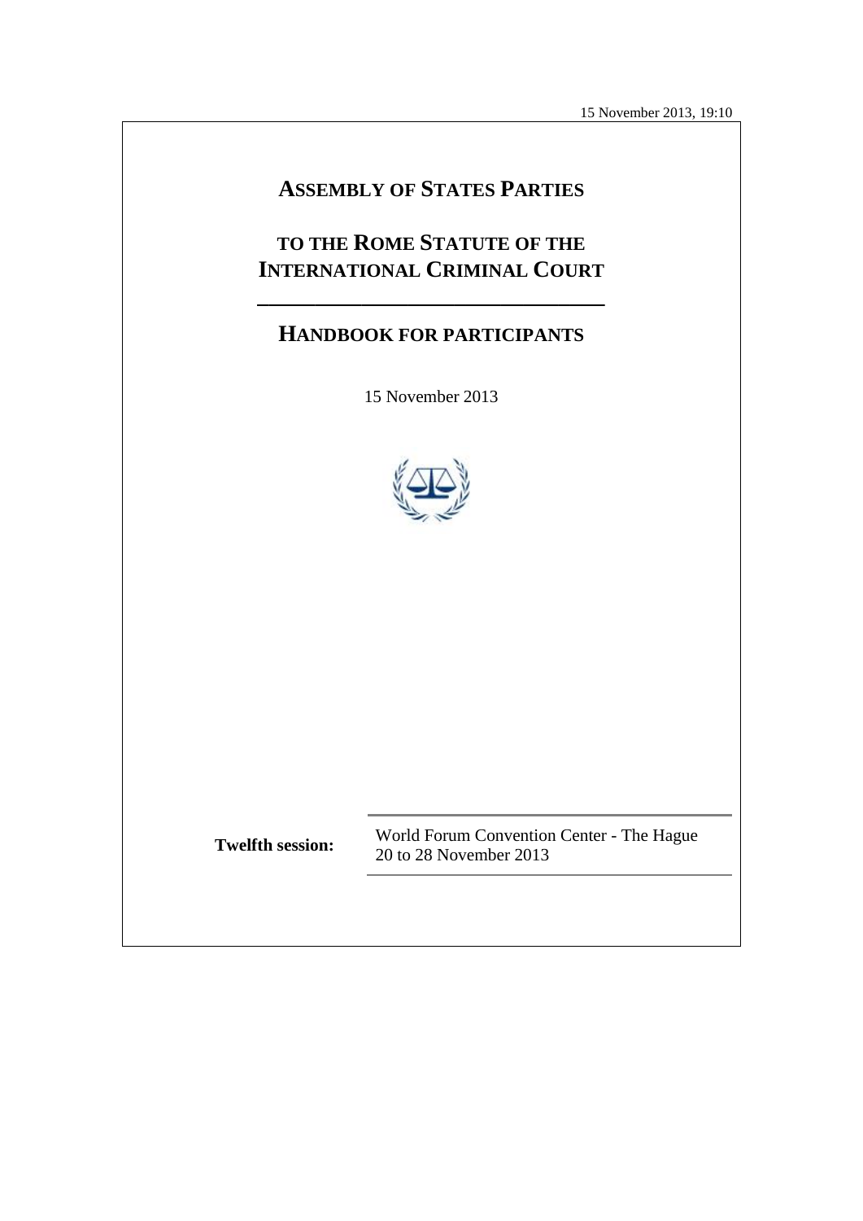15 November 2013, 19:10

# ASSEMBLY OF STATES PARTIES

# TO THE ROME STATUTE OF THE INTERNATIONAL CRIMINAL COURT

## HANDBOOK FOR PARTICIPANTS

15 November 2013

**Twelfth session:** World Forum Convention Center - The Hague
20 to 28 November 2013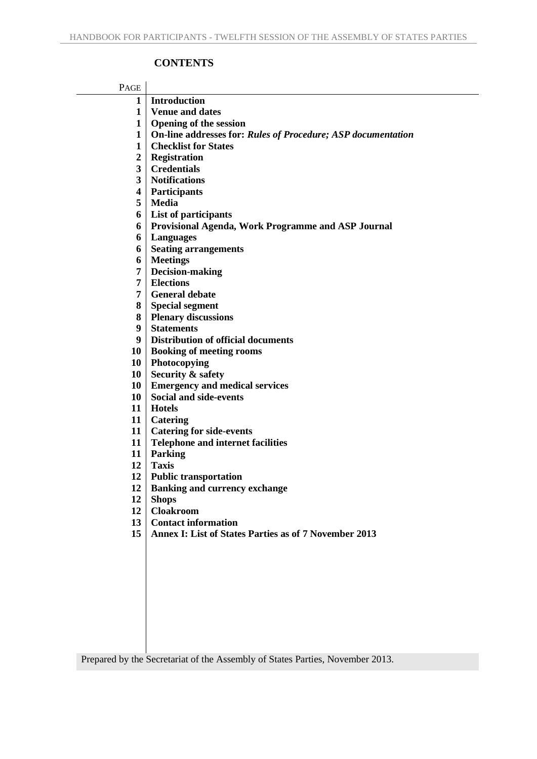# CONTENTS

| PAGE | |
|---|---|
| 1 | **Introduction** |
| 1 | **Venue and dates** |
| 1 | **Opening of the session** |
| 1 | **On-line addresses for: *Rules of Procedure; ASP documentation*** |
| 1 | **Checklist for States** |
| 2 | **Registration** |
| 3 | **Credentials** |
| 3 | **Notifications** |
| 4 | **Participants** |
| 5 | **Media** |
| 6 | **List of participants** |
| 6 | **Provisional Agenda, Work Programme and ASP Journal** |
| 6 | **Languages** |
| 6 | **Seating arrangements** |
| 6 | **Meetings** |
| 7 | **Decision-making** |
| 7 | **Elections** |
| 7 | **General debate** |
| 8 | **Special segment** |
| 8 | **Plenary discussions** |
| 9 | **Statements** |
| 9 | **Distribution of official documents** |
| 10 | **Booking of meeting rooms** |
| 10 | **Photocopying** |
| 10 | **Security & safety** |
| 10 | **Emergency and medical services** |
| 10 | **Social and side-events** |
| 11 | **Hotels** |
| 11 | **Catering** |
| 11 | **Catering for side-events** |
| 11 | **Telephone and internet facilities** |
| 11 | **Parking** |
| 12 | **Taxis** |
| 12 | **Public transportation** |
| 12 | **Banking and currency exchange** |
| 12 | **Shops** |
| 12 | **Cloakroom** |
| 13 | **Contact information** |
| 15 | **Annex I: List of States Parties as of 7 November 2013** |

Prepared by the Secretariat of the Assembly of States Parties, November 2013.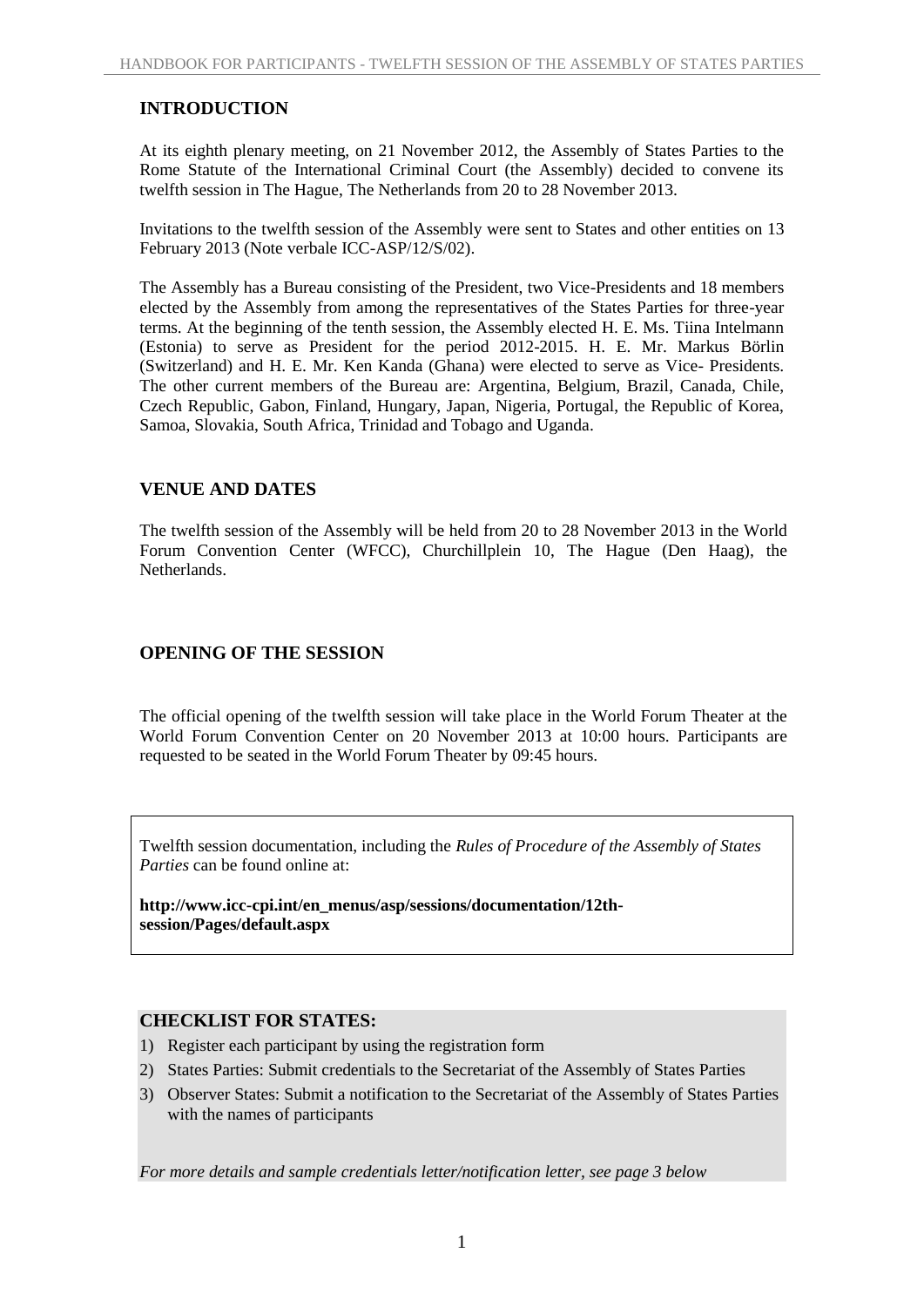## INTRODUCTION

At its eighth plenary meeting, on 21 November 2012, the Assembly of States Parties to the Rome Statute of the International Criminal Court (the Assembly) decided to convene its twelfth session in The Hague, The Netherlands from 20 to 28 November 2013.

Invitations to the twelfth session of the Assembly were sent to States and other entities on 13 February 2013 (Note verbale ICC-ASP/12/S/02).

The Assembly has a Bureau consisting of the President, two Vice-Presidents and 18 members elected by the Assembly from among the representatives of the States Parties for three-year terms. At the beginning of the tenth session, the Assembly elected H. E. Ms. Tiina Intelmann (Estonia) to serve as President for the period 2012-2015. H. E. Mr. Markus Börlin (Switzerland) and H. E. Mr. Ken Kanda (Ghana) were elected to serve as Vice- Presidents. The other current members of the Bureau are: Argentina, Belgium, Brazil, Canada, Chile, Czech Republic, Gabon, Finland, Hungary, Japan, Nigeria, Portugal, the Republic of Korea, Samoa, Slovakia, South Africa, Trinidad and Tobago and Uganda.

## VENUE AND DATES

The twelfth session of the Assembly will be held from 20 to 28 November 2013 in the World Forum Convention Center (WFCC), Churchillplein 10, The Hague (Den Haag), the Netherlands.

## OPENING OF THE SESSION

The official opening of the twelfth session will take place in the World Forum Theater at the World Forum Convention Center on 20 November 2013 at 10:00 hours. Participants are requested to be seated in the World Forum Theater by 09:45 hours.

Twelfth session documentation, including the *Rules of Procedure of the Assembly of States Parties* can be found online at:

**http://www.icc-cpi.int/en_menus/asp/sessions/documentation/12th-session/Pages/default.aspx**

### CHECKLIST FOR STATES:

1) Register each participant by using the registration form
2) States Parties: Submit credentials to the Secretariat of the Assembly of States Parties
3) Observer States: Submit a notification to the Secretariat of the Assembly of States Parties with the names of participants

*For more details and sample credentials letter/notification letter, see page 3 below*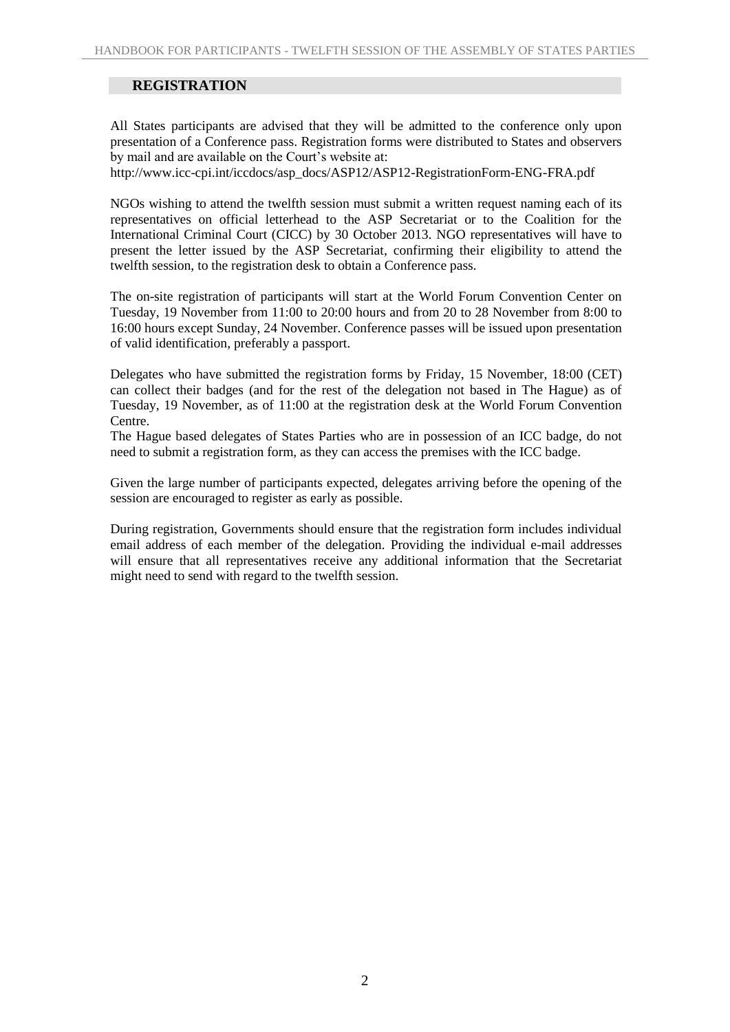## REGISTRATION

All States participants are advised that they will be admitted to the conference only upon presentation of a Conference pass. Registration forms were distributed to States and observers by mail and are available on the Court's website at:
http://www.icc-cpi.int/iccdocs/asp_docs/ASP12/ASP12-RegistrationForm-ENG-FRA.pdf

NGOs wishing to attend the twelfth session must submit a written request naming each of its representatives on official letterhead to the ASP Secretariat or to the Coalition for the International Criminal Court (CICC) by 30 October 2013. NGO representatives will have to present the letter issued by the ASP Secretariat, confirming their eligibility to attend the twelfth session, to the registration desk to obtain a Conference pass.

The on-site registration of participants will start at the World Forum Convention Center on Tuesday, 19 November from 11:00 to 20:00 hours and from 20 to 28 November from 8:00 to 16:00 hours except Sunday, 24 November. Conference passes will be issued upon presentation of valid identification, preferably a passport.

Delegates who have submitted the registration forms by Friday, 15 November, 18:00 (CET) can collect their badges (and for the rest of the delegation not based in The Hague) as of Tuesday, 19 November, as of 11:00 at the registration desk at the World Forum Convention Centre.
The Hague based delegates of States Parties who are in possession of an ICC badge, do not need to submit a registration form, as they can access the premises with the ICC badge.

Given the large number of participants expected, delegates arriving before the opening of the session are encouraged to register as early as possible.

During registration, Governments should ensure that the registration form includes individual email address of each member of the delegation. Providing the individual e-mail addresses will ensure that all representatives receive any additional information that the Secretariat might need to send with regard to the twelfth session.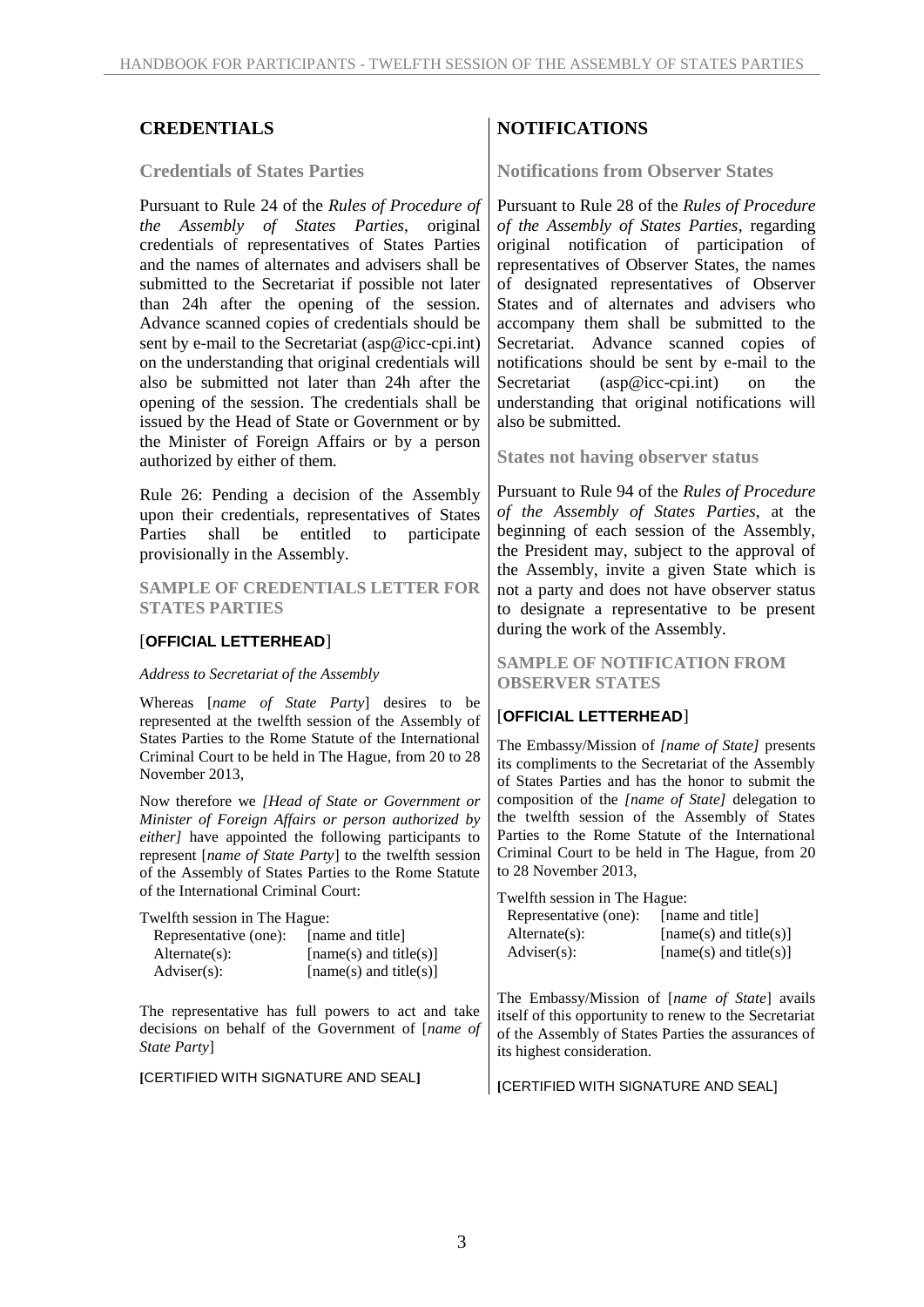## CREDENTIALS

### Credentials of States Parties

Pursuant to Rule 24 of the *Rules of Procedure of the Assembly of States Parties*, original credentials of representatives of States Parties and the names of alternates and advisers shall be submitted to the Secretariat if possible not later than 24h after the opening of the session. Advance scanned copies of credentials should be sent by e-mail to the Secretariat (asp@icc-cpi.int) on the understanding that original credentials will also be submitted not later than 24h after the opening of the session. The credentials shall be issued by the Head of State or Government or by the Minister of Foreign Affairs or by a person authorized by either of them.

Rule 26: Pending a decision of the Assembly upon their credentials, representatives of States Parties shall be entitled to participate provisionally in the Assembly.

#### SAMPLE OF CREDENTIALS LETTER FOR STATES PARTIES

[**OFFICIAL LETTERHEAD**]

*Address to Secretariat of the Assembly*

Whereas [*name of State Party*] desires to be represented at the twelfth session of the Assembly of States Parties to the Rome Statute of the International Criminal Court to be held in The Hague, from 20 to 28 November 2013,

Now therefore we *[Head of State or Government or Minister of Foreign Affairs or person authorized by either]* have appointed the following participants to represent [*name of State Party*] to the twelfth session of the Assembly of States Parties to the Rome Statute of the International Criminal Court:

Twelfth session in The Hague:

| | |
|---|---|
| Representative (one): | [name and title] |
| Alternate(s): | [name(s) and title(s)] |
| Adviser(s): | [name(s) and title(s)] |

The representative has full powers to act and take decisions on behalf of the Government of [*name of State Party*]

[CERTIFIED WITH SIGNATURE AND SEAL]

## NOTIFICATIONS

### Notifications from Observer States

Pursuant to Rule 28 of the *Rules of Procedure of the Assembly of States Parties*, regarding original notification of participation of representatives of Observer States, the names of designated representatives of Observer States and of alternates and advisers who accompany them shall be submitted to the Secretariat. Advance scanned copies of notifications should be sent by e-mail to the Secretariat (asp@icc-cpi.int) on the understanding that original notifications will also be submitted.

### States not having observer status

Pursuant to Rule 94 of the *Rules of Procedure of the Assembly of States Parties*, at the beginning of each session of the Assembly, the President may, subject to the approval of the Assembly, invite a given State which is not a party and does not have observer status to designate a representative to be present during the work of the Assembly.

#### SAMPLE OF NOTIFICATION FROM OBSERVER STATES

[**OFFICIAL LETTERHEAD**]

The Embassy/Mission of *[name of State]* presents its compliments to the Secretariat of the Assembly of States Parties and has the honor to submit the composition of the *[name of State]* delegation to the twelfth session of the Assembly of States Parties to the Rome Statute of the International Criminal Court to be held in The Hague, from 20 to 28 November 2013,

Twelfth session in The Hague:

| | |
|---|---|
| Representative (one): | [name and title] |
| Alternate(s): | [name(s) and title(s)] |
| Adviser(s): | [name(s) and title(s)] |

The Embassy/Mission of [*name of State*] avails itself of this opportunity to renew to the Secretariat of the Assembly of States Parties the assurances of its highest consideration.

[CERTIFIED WITH SIGNATURE AND SEAL]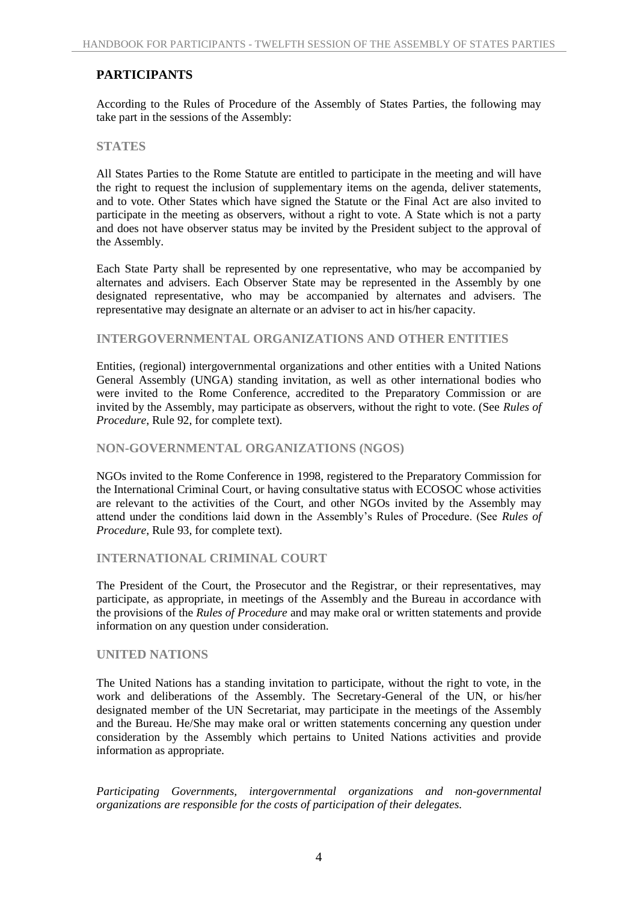## PARTICIPANTS

According to the Rules of Procedure of the Assembly of States Parties, the following may take part in the sessions of the Assembly:

### STATES

All States Parties to the Rome Statute are entitled to participate in the meeting and will have the right to request the inclusion of supplementary items on the agenda, deliver statements, and to vote. Other States which have signed the Statute or the Final Act are also invited to participate in the meeting as observers, without a right to vote. A State which is not a party and does not have observer status may be invited by the President subject to the approval of the Assembly.

Each State Party shall be represented by one representative, who may be accompanied by alternates and advisers. Each Observer State may be represented in the Assembly by one designated representative, who may be accompanied by alternates and advisers. The representative may designate an alternate or an adviser to act in his/her capacity.

### INTERGOVERNMENTAL ORGANIZATIONS AND OTHER ENTITIES

Entities, (regional) intergovernmental organizations and other entities with a United Nations General Assembly (UNGA) standing invitation, as well as other international bodies who were invited to the Rome Conference, accredited to the Preparatory Commission or are invited by the Assembly, may participate as observers, without the right to vote. (See *Rules of Procedure*, Rule 92, for complete text).

### NON-GOVERNMENTAL ORGANIZATIONS (NGOS)

NGOs invited to the Rome Conference in 1998, registered to the Preparatory Commission for the International Criminal Court, or having consultative status with ECOSOC whose activities are relevant to the activities of the Court, and other NGOs invited by the Assembly may attend under the conditions laid down in the Assembly's Rules of Procedure. (See *Rules of Procedure*, Rule 93, for complete text).

### INTERNATIONAL CRIMINAL COURT

The President of the Court, the Prosecutor and the Registrar, or their representatives, may participate, as appropriate, in meetings of the Assembly and the Bureau in accordance with the provisions of the *Rules of Procedure* and may make oral or written statements and provide information on any question under consideration.

### UNITED NATIONS

The United Nations has a standing invitation to participate, without the right to vote, in the work and deliberations of the Assembly. The Secretary-General of the UN, or his/her designated member of the UN Secretariat, may participate in the meetings of the Assembly and the Bureau. He/She may make oral or written statements concerning any question under consideration by the Assembly which pertains to United Nations activities and provide information as appropriate.

*Participating Governments, intergovernmental organizations and non-governmental organizations are responsible for the costs of participation of their delegates.*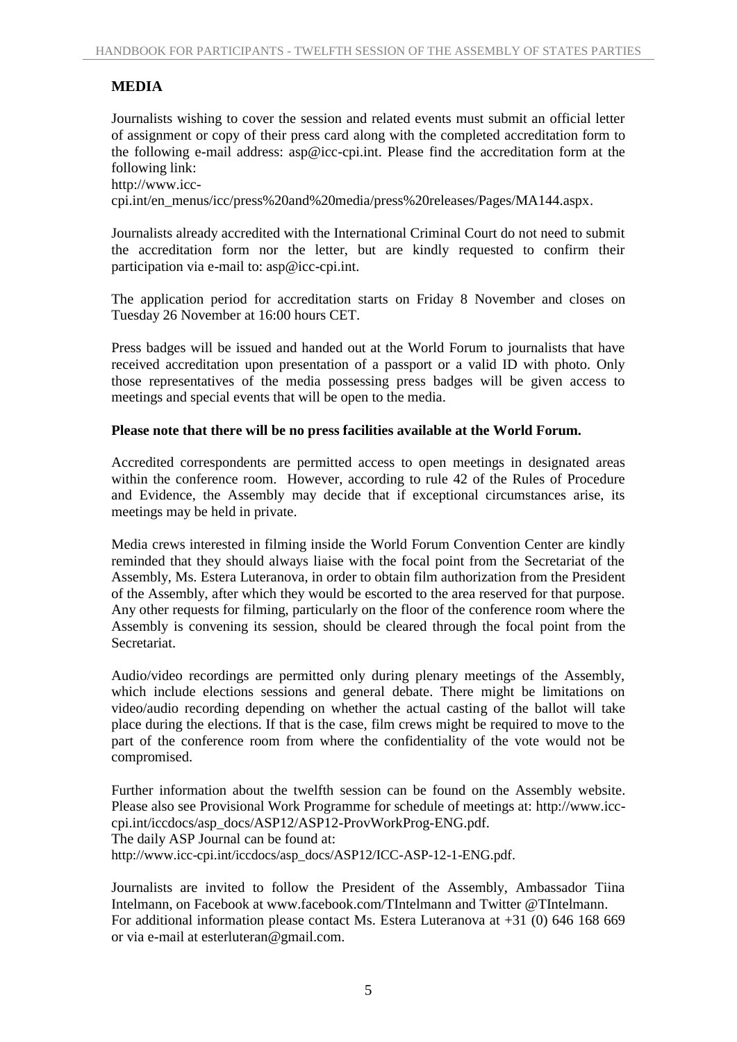## MEDIA

Journalists wishing to cover the session and related events must submit an official letter of assignment or copy of their press card along with the completed accreditation form to the following e-mail address: asp@icc-cpi.int. Please find the accreditation form at the following link:
http://www.icc-cpi.int/en_menus/icc/press%20and%20media/press%20releases/Pages/MA144.aspx.

Journalists already accredited with the International Criminal Court do not need to submit the accreditation form nor the letter, but are kindly requested to confirm their participation via e-mail to: asp@icc-cpi.int.

The application period for accreditation starts on Friday 8 November and closes on Tuesday 26 November at 16:00 hours CET.

Press badges will be issued and handed out at the World Forum to journalists that have received accreditation upon presentation of a passport or a valid ID with photo. Only those representatives of the media possessing press badges will be given access to meetings and special events that will be open to the media.

**Please note that there will be no press facilities available at the World Forum.**

Accredited correspondents are permitted access to open meetings in designated areas within the conference room. However, according to rule 42 of the Rules of Procedure and Evidence, the Assembly may decide that if exceptional circumstances arise, its meetings may be held in private.

Media crews interested in filming inside the World Forum Convention Center are kindly reminded that they should always liaise with the focal point from the Secretariat of the Assembly, Ms. Estera Luteranova, in order to obtain film authorization from the President of the Assembly, after which they would be escorted to the area reserved for that purpose. Any other requests for filming, particularly on the floor of the conference room where the Assembly is convening its session, should be cleared through the focal point from the Secretariat.

Audio/video recordings are permitted only during plenary meetings of the Assembly, which include elections sessions and general debate. There might be limitations on video/audio recording depending on whether the actual casting of the ballot will take place during the elections. If that is the case, film crews might be required to move to the part of the conference room from where the confidentiality of the vote would not be compromised.

Further information about the twelfth session can be found on the Assembly website. Please also see Provisional Work Programme for schedule of meetings at: http://www.icc-cpi.int/iccdocs/asp_docs/ASP12/ASP12-ProvWorkProg-ENG.pdf.
The daily ASP Journal can be found at:
http://www.icc-cpi.int/iccdocs/asp_docs/ASP12/ICC-ASP-12-1-ENG.pdf.

Journalists are invited to follow the President of the Assembly, Ambassador Tiina Intelmann, on Facebook at www.facebook.com/TIntelmann and Twitter @TIntelmann.
For additional information please contact Ms. Estera Luteranova at +31 (0) 646 168 669 or via e-mail at esterluteran@gmail.com.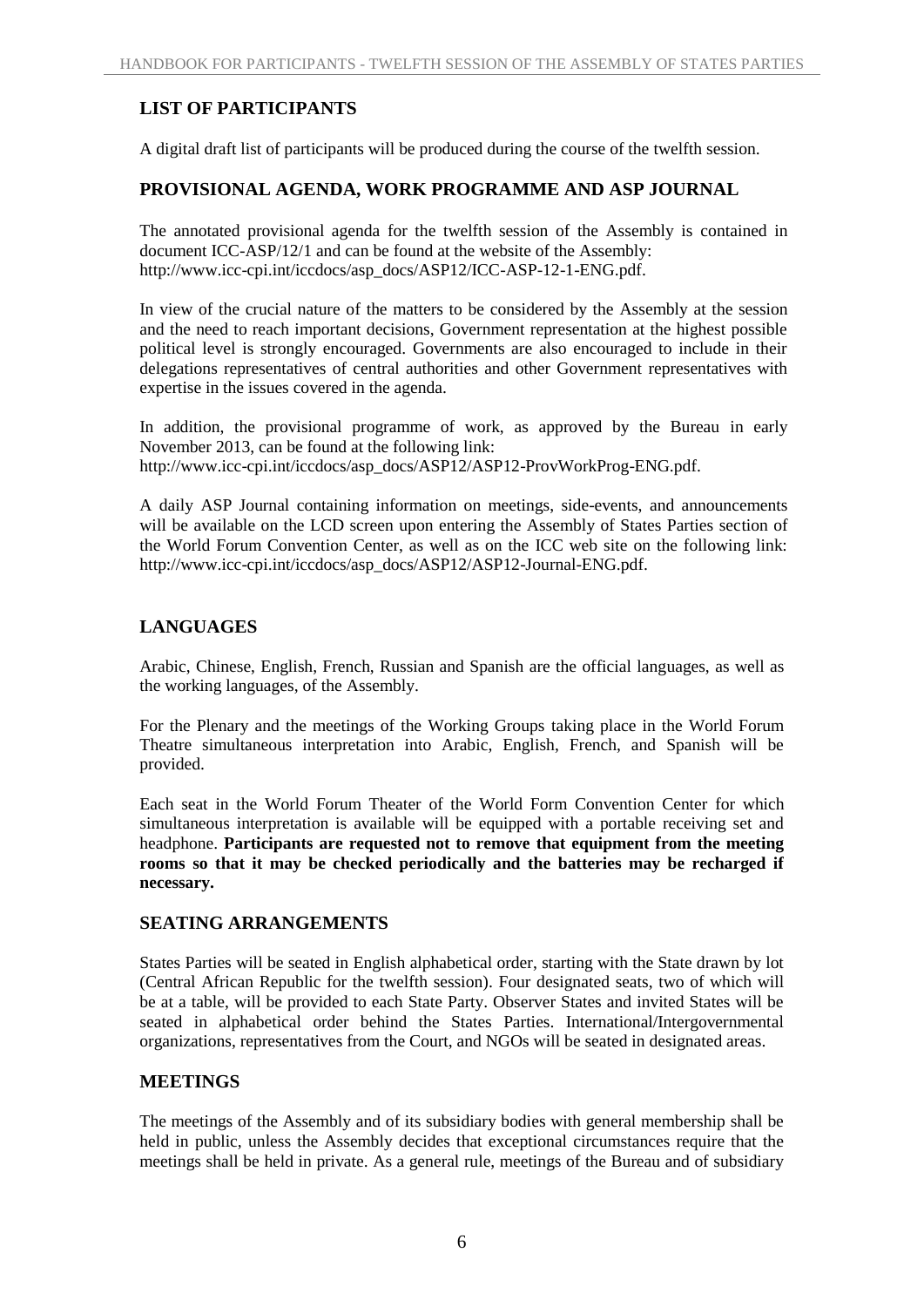## LIST OF PARTICIPANTS

A digital draft list of participants will be produced during the course of the twelfth session.

## PROVISIONAL AGENDA, WORK PROGRAMME AND ASP JOURNAL

The annotated provisional agenda for the twelfth session of the Assembly is contained in document ICC-ASP/12/1 and can be found at the website of the Assembly: http://www.icc-cpi.int/iccdocs/asp_docs/ASP12/ICC-ASP-12-1-ENG.pdf.

In view of the crucial nature of the matters to be considered by the Assembly at the session and the need to reach important decisions, Government representation at the highest possible political level is strongly encouraged. Governments are also encouraged to include in their delegations representatives of central authorities and other Government representatives with expertise in the issues covered in the agenda.

In addition, the provisional programme of work, as approved by the Bureau in early November 2013, can be found at the following link: http://www.icc-cpi.int/iccdocs/asp_docs/ASP12/ASP12-ProvWorkProg-ENG.pdf.

A daily ASP Journal containing information on meetings, side-events, and announcements will be available on the LCD screen upon entering the Assembly of States Parties section of the World Forum Convention Center, as well as on the ICC web site on the following link: http://www.icc-cpi.int/iccdocs/asp_docs/ASP12/ASP12-Journal-ENG.pdf.

## LANGUAGES

Arabic, Chinese, English, French, Russian and Spanish are the official languages, as well as the working languages, of the Assembly.

For the Plenary and the meetings of the Working Groups taking place in the World Forum Theatre simultaneous interpretation into Arabic, English, French, and Spanish will be provided.

Each seat in the World Forum Theater of the World Form Convention Center for which simultaneous interpretation is available will be equipped with a portable receiving set and headphone. **Participants are requested not to remove that equipment from the meeting rooms so that it may be checked periodically and the batteries may be recharged if necessary.**

## SEATING ARRANGEMENTS

States Parties will be seated in English alphabetical order, starting with the State drawn by lot (Central African Republic for the twelfth session). Four designated seats, two of which will be at a table, will be provided to each State Party. Observer States and invited States will be seated in alphabetical order behind the States Parties. International/Intergovernmental organizations, representatives from the Court, and NGOs will be seated in designated areas.

## MEETINGS

The meetings of the Assembly and of its subsidiary bodies with general membership shall be held in public, unless the Assembly decides that exceptional circumstances require that the meetings shall be held in private. As a general rule, meetings of the Bureau and of subsidiary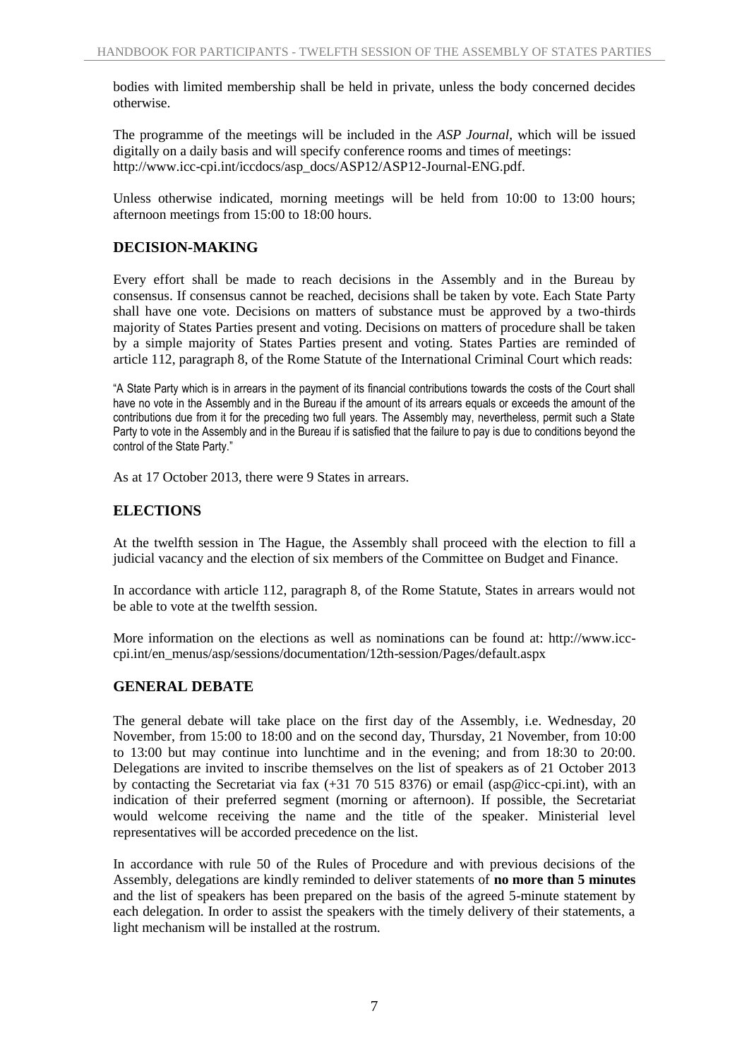bodies with limited membership shall be held in private, unless the body concerned decides otherwise.

The programme of the meetings will be included in the *ASP Journal*, which will be issued digitally on a daily basis and will specify conference rooms and times of meetings: http://www.icc-cpi.int/iccdocs/asp_docs/ASP12/ASP12-Journal-ENG.pdf.

Unless otherwise indicated, morning meetings will be held from 10:00 to 13:00 hours; afternoon meetings from 15:00 to 18:00 hours.

## DECISION-MAKING

Every effort shall be made to reach decisions in the Assembly and in the Bureau by consensus. If consensus cannot be reached, decisions shall be taken by vote. Each State Party shall have one vote. Decisions on matters of substance must be approved by a two-thirds majority of States Parties present and voting. Decisions on matters of procedure shall be taken by a simple majority of States Parties present and voting. States Parties are reminded of article 112, paragraph 8, of the Rome Statute of the International Criminal Court which reads:

"A State Party which is in arrears in the payment of its financial contributions towards the costs of the Court shall have no vote in the Assembly and in the Bureau if the amount of its arrears equals or exceeds the amount of the contributions due from it for the preceding two full years. The Assembly may, nevertheless, permit such a State Party to vote in the Assembly and in the Bureau if is satisfied that the failure to pay is due to conditions beyond the control of the State Party."

As at 17 October 2013, there were 9 States in arrears.

## ELECTIONS

At the twelfth session in The Hague, the Assembly shall proceed with the election to fill a judicial vacancy and the election of six members of the Committee on Budget and Finance.

In accordance with article 112, paragraph 8, of the Rome Statute, States in arrears would not be able to vote at the twelfth session.

More information on the elections as well as nominations can be found at: http://www.icc-cpi.int/en_menus/asp/sessions/documentation/12th-session/Pages/default.aspx

## GENERAL DEBATE

The general debate will take place on the first day of the Assembly, i.e. Wednesday, 20 November, from 15:00 to 18:00 and on the second day, Thursday, 21 November, from 10:00 to 13:00 but may continue into lunchtime and in the evening; and from 18:30 to 20:00. Delegations are invited to inscribe themselves on the list of speakers as of 21 October 2013 by contacting the Secretariat via fax (+31 70 515 8376) or email (asp@icc-cpi.int), with an indication of their preferred segment (morning or afternoon). If possible, the Secretariat would welcome receiving the name and the title of the speaker. Ministerial level representatives will be accorded precedence on the list.

In accordance with rule 50 of the Rules of Procedure and with previous decisions of the Assembly, delegations are kindly reminded to deliver statements of **no more than 5 minutes** and the list of speakers has been prepared on the basis of the agreed 5-minute statement by each delegation. In order to assist the speakers with the timely delivery of their statements, a light mechanism will be installed at the rostrum.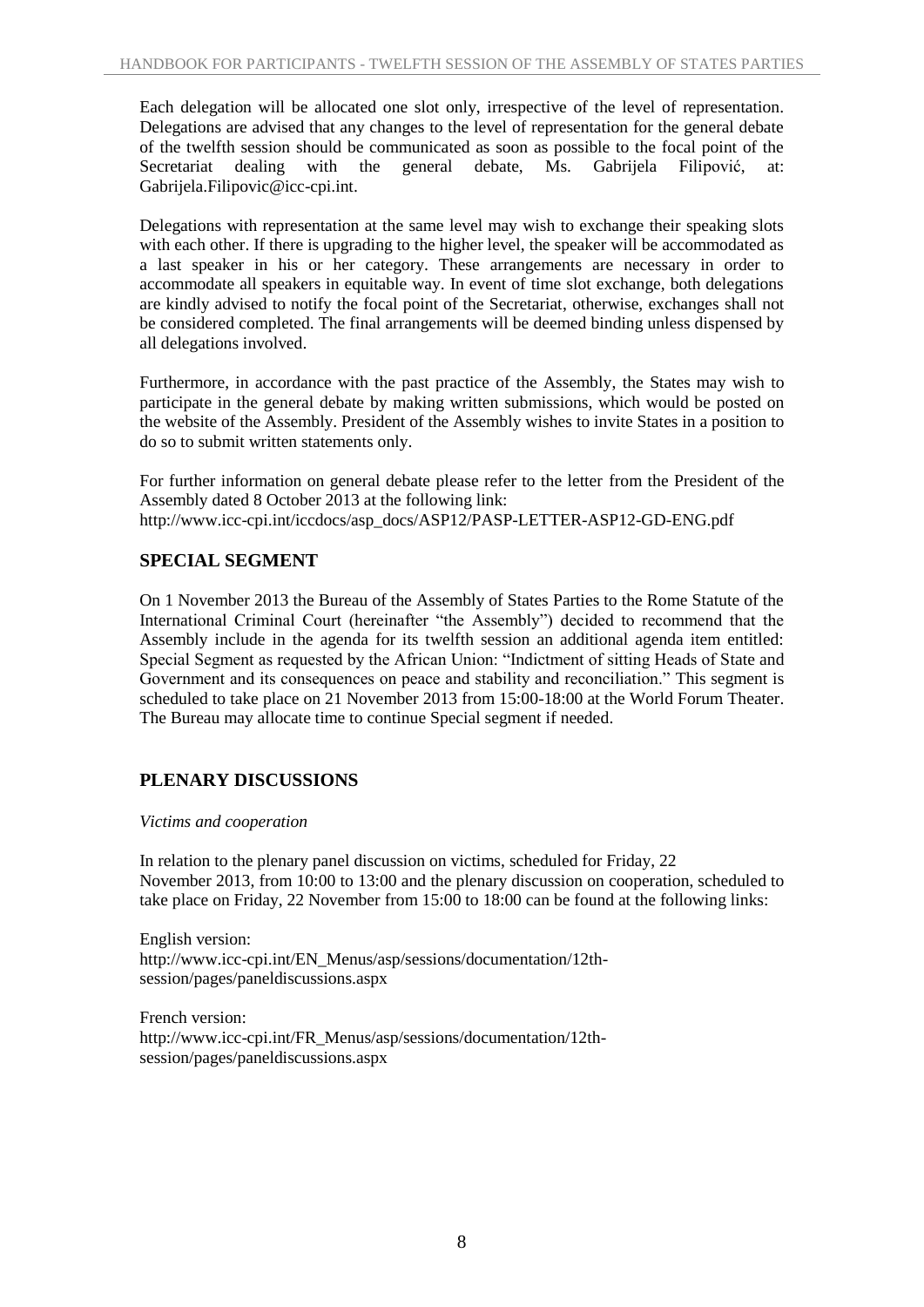Each delegation will be allocated one slot only, irrespective of the level of representation. Delegations are advised that any changes to the level of representation for the general debate of the twelfth session should be communicated as soon as possible to the focal point of the Secretariat dealing with the general debate, Ms. Gabrijela Filipović, at: Gabrijela.Filipovic@icc-cpi.int.

Delegations with representation at the same level may wish to exchange their speaking slots with each other. If there is upgrading to the higher level, the speaker will be accommodated as a last speaker in his or her category. These arrangements are necessary in order to accommodate all speakers in equitable way. In event of time slot exchange, both delegations are kindly advised to notify the focal point of the Secretariat, otherwise, exchanges shall not be considered completed. The final arrangements will be deemed binding unless dispensed by all delegations involved.

Furthermore, in accordance with the past practice of the Assembly, the States may wish to participate in the general debate by making written submissions, which would be posted on the website of the Assembly. President of the Assembly wishes to invite States in a position to do so to submit written statements only.

For further information on general debate please refer to the letter from the President of the Assembly dated 8 October 2013 at the following link:
http://www.icc-cpi.int/iccdocs/asp_docs/ASP12/PASP-LETTER-ASP12-GD-ENG.pdf

## SPECIAL SEGMENT

On 1 November 2013 the Bureau of the Assembly of States Parties to the Rome Statute of the International Criminal Court (hereinafter "the Assembly") decided to recommend that the Assembly include in the agenda for its twelfth session an additional agenda item entitled: Special Segment as requested by the African Union: "Indictment of sitting Heads of State and Government and its consequences on peace and stability and reconciliation." This segment is scheduled to take place on 21 November 2013 from 15:00-18:00 at the World Forum Theater. The Bureau may allocate time to continue Special segment if needed.

## PLENARY DISCUSSIONS

*Victims and cooperation*

In relation to the plenary panel discussion on victims, scheduled for Friday, 22 November 2013, from 10:00 to 13:00 and the plenary discussion on cooperation, scheduled to take place on Friday, 22 November from 15:00 to 18:00 can be found at the following links:

English version:
http://www.icc-cpi.int/EN_Menus/asp/sessions/documentation/12th-session/pages/paneldiscussions.aspx

French version:
http://www.icc-cpi.int/FR_Menus/asp/sessions/documentation/12th-session/pages/paneldiscussions.aspx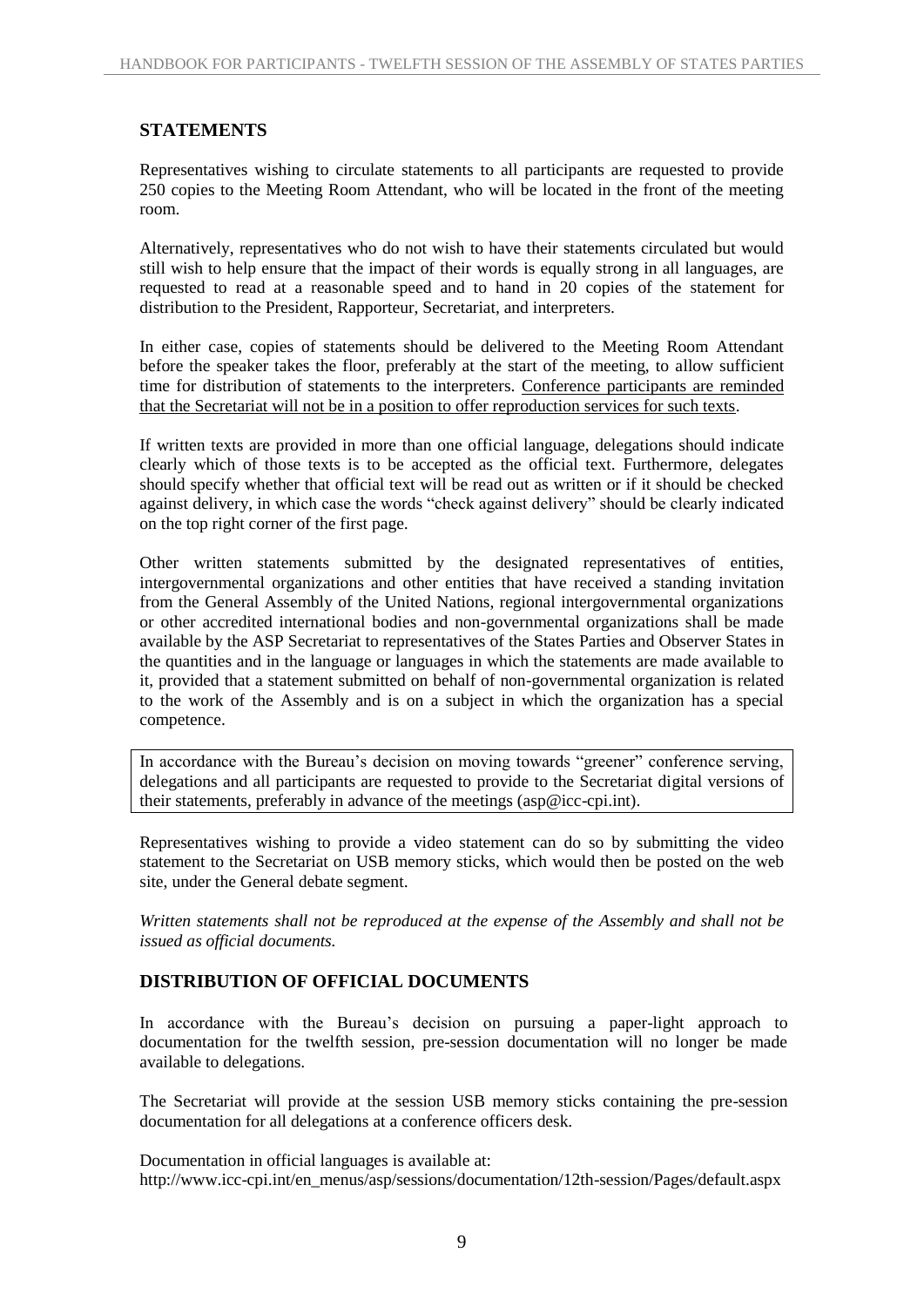## STATEMENTS

Representatives wishing to circulate statements to all participants are requested to provide 250 copies to the Meeting Room Attendant, who will be located in the front of the meeting room.

Alternatively, representatives who do not wish to have their statements circulated but would still wish to help ensure that the impact of their words is equally strong in all languages, are requested to read at a reasonable speed and to hand in 20 copies of the statement for distribution to the President, Rapporteur, Secretariat, and interpreters.

In either case, copies of statements should be delivered to the Meeting Room Attendant before the speaker takes the floor, preferably at the start of the meeting, to allow sufficient time for distribution of statements to the interpreters. <u>Conference participants are reminded that the Secretariat will not be in a position to offer reproduction services for such texts</u>.

If written texts are provided in more than one official language, delegations should indicate clearly which of those texts is to be accepted as the official text. Furthermore, delegates should specify whether that official text will be read out as written or if it should be checked against delivery, in which case the words "check against delivery" should be clearly indicated on the top right corner of the first page.

Other written statements submitted by the designated representatives of entities, intergovernmental organizations and other entities that have received a standing invitation from the General Assembly of the United Nations, regional intergovernmental organizations or other accredited international bodies and non-governmental organizations shall be made available by the ASP Secretariat to representatives of the States Parties and Observer States in the quantities and in the language or languages in which the statements are made available to it, provided that a statement submitted on behalf of non-governmental organization is related to the work of the Assembly and is on a subject in which the organization has a special competence.

In accordance with the Bureau's decision on moving towards "greener" conference serving, delegations and all participants are requested to provide to the Secretariat digital versions of their statements, preferably in advance of the meetings (asp@icc-cpi.int).

Representatives wishing to provide a video statement can do so by submitting the video statement to the Secretariat on USB memory sticks, which would then be posted on the web site, under the General debate segment.

*Written statements shall not be reproduced at the expense of the Assembly and shall not be issued as official documents.*

## DISTRIBUTION OF OFFICIAL DOCUMENTS

In accordance with the Bureau's decision on pursuing a paper-light approach to documentation for the twelfth session, pre-session documentation will no longer be made available to delegations.

The Secretariat will provide at the session USB memory sticks containing the pre-session documentation for all delegations at a conference officers desk.

Documentation in official languages is available at:
http://www.icc-cpi.int/en_menus/asp/sessions/documentation/12th-session/Pages/default.aspx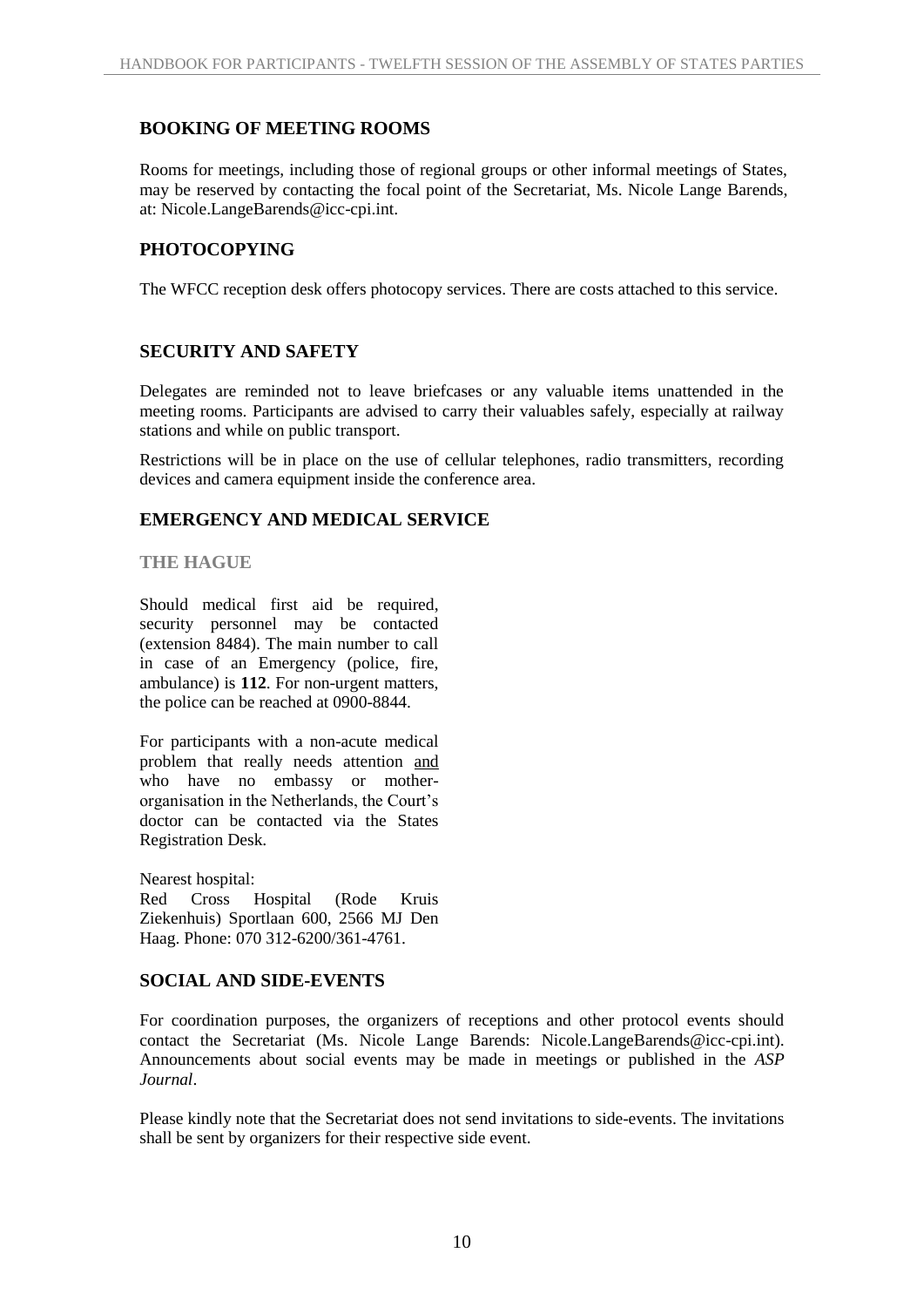## BOOKING OF MEETING ROOMS

Rooms for meetings, including those of regional groups or other informal meetings of States, may be reserved by contacting the focal point of the Secretariat, Ms. Nicole Lange Barends, at: Nicole.LangeBarends@icc-cpi.int.

## PHOTOCOPYING

The WFCC reception desk offers photocopy services. There are costs attached to this service.

## SECURITY AND SAFETY

Delegates are reminded not to leave briefcases or any valuable items unattended in the meeting rooms. Participants are advised to carry their valuables safely, especially at railway stations and while on public transport.

Restrictions will be in place on the use of cellular telephones, radio transmitters, recording devices and camera equipment inside the conference area.

## EMERGENCY AND MEDICAL SERVICE

### THE HAGUE

Should medical first aid be required, security personnel may be contacted (extension 8484). The main number to call in case of an Emergency (police, fire, ambulance) is **112**. For non-urgent matters, the police can be reached at 0900-8844.

For participants with a non-acute medical problem that really needs attention and who have no embassy or mother-organisation in the Netherlands, the Court's doctor can be contacted via the States Registration Desk.

Nearest hospital:
Red Cross Hospital (Rode Kruis Ziekenhuis) Sportlaan 600, 2566 MJ Den Haag. Phone: 070 312-6200/361-4761.

## SOCIAL AND SIDE-EVENTS

For coordination purposes, the organizers of receptions and other protocol events should contact the Secretariat (Ms. Nicole Lange Barends: Nicole.LangeBarends@icc-cpi.int). Announcements about social events may be made in meetings or published in the *ASP Journal*.

Please kindly note that the Secretariat does not send invitations to side-events. The invitations shall be sent by organizers for their respective side event.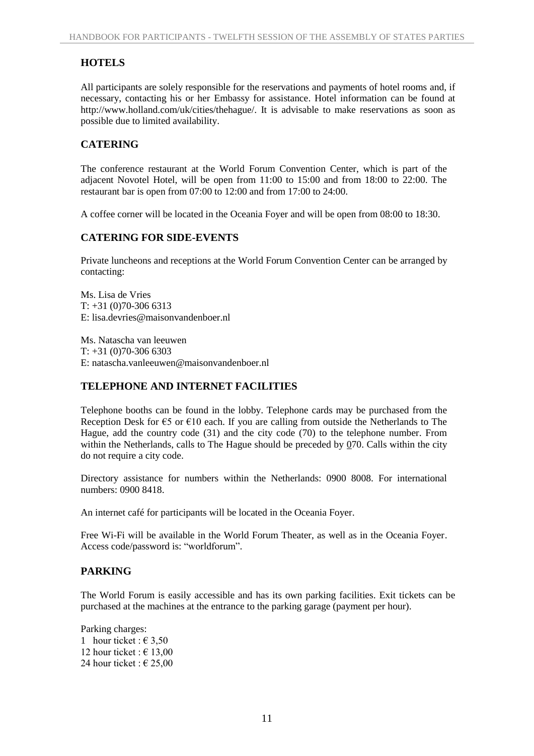## HOTELS

All participants are solely responsible for the reservations and payments of hotel rooms and, if necessary, contacting his or her Embassy for assistance. Hotel information can be found at http://www.holland.com/uk/cities/thehague/. It is advisable to make reservations as soon as possible due to limited availability.

## CATERING

The conference restaurant at the World Forum Convention Center, which is part of the adjacent Novotel Hotel, will be open from 11:00 to 15:00 and from 18:00 to 22:00. The restaurant bar is open from 07:00 to 12:00 and from 17:00 to 24:00.

A coffee corner will be located in the Oceania Foyer and will be open from 08:00 to 18:30.

## CATERING FOR SIDE-EVENTS

Private luncheons and receptions at the World Forum Convention Center can be arranged by contacting:

Ms. Lisa de Vries
T: +31 (0)70-306 6313
E: lisa.devries@maisonvandenboer.nl

Ms. Natascha van leeuwen
T: +31 (0)70-306 6303
E: natascha.vanleeuwen@maisonvandenboer.nl

## TELEPHONE AND INTERNET FACILITIES

Telephone booths can be found in the lobby. Telephone cards may be purchased from the Reception Desk for €5 or €10 each. If you are calling from outside the Netherlands to The Hague, add the country code (31) and the city code (70) to the telephone number. From within the Netherlands, calls to The Hague should be preceded by 070. Calls within the city do not require a city code.

Directory assistance for numbers within the Netherlands: 0900 8008. For international numbers: 0900 8418.

An internet café for participants will be located in the Oceania Foyer.

Free Wi-Fi will be available in the World Forum Theater, as well as in the Oceania Foyer. Access code/password is: "worldforum".

## PARKING

The World Forum is easily accessible and has its own parking facilities. Exit tickets can be purchased at the machines at the entrance to the parking garage (payment per hour).

Parking charges:
1 hour ticket : € 3,50
12 hour ticket : € 13,00
24 hour ticket : € 25,00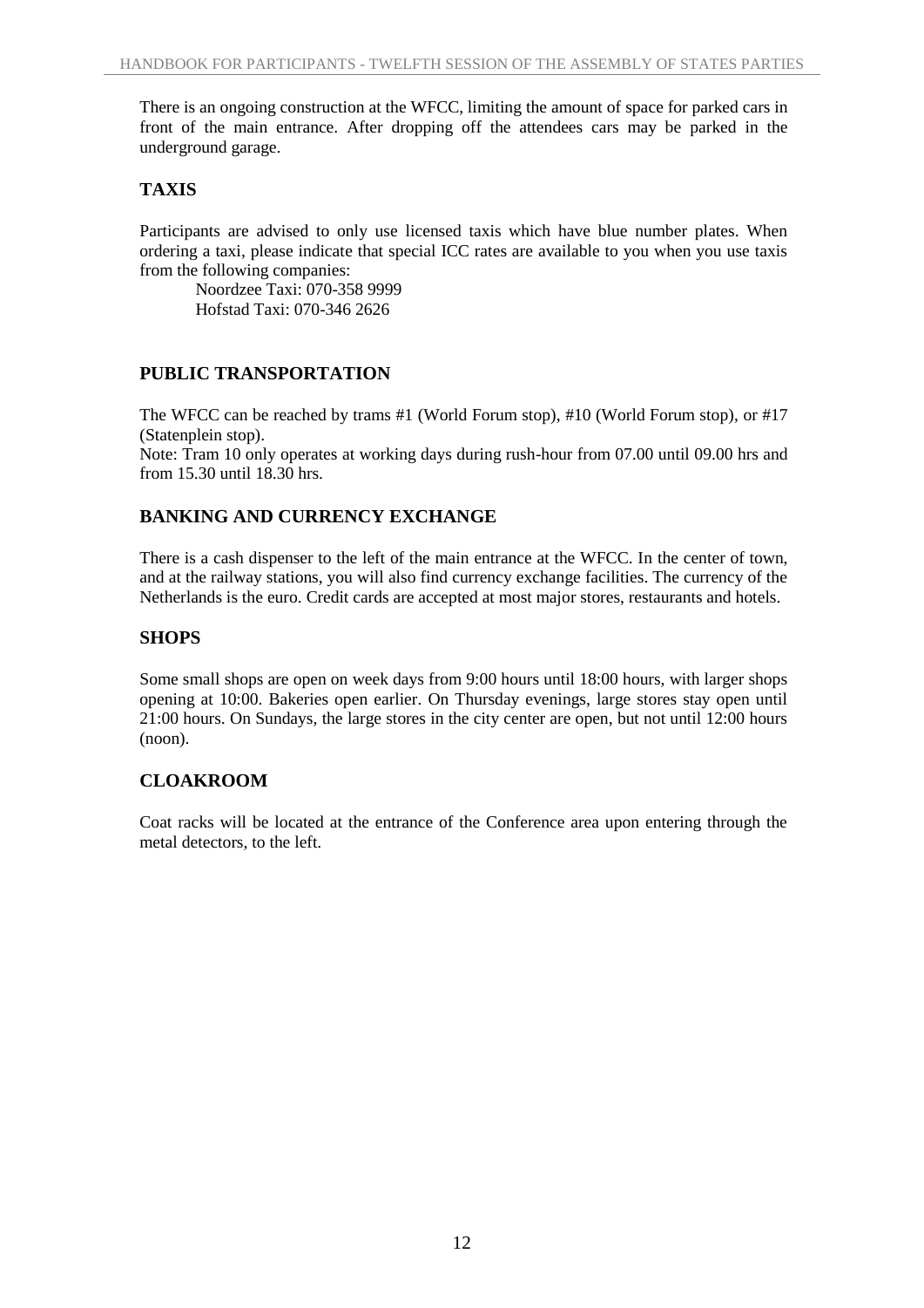There is an ongoing construction at the WFCC, limiting the amount of space for parked cars in front of the main entrance. After dropping off the attendees cars may be parked in the underground garage.

## TAXIS

Participants are advised to only use licensed taxis which have blue number plates. When ordering a taxi, please indicate that special ICC rates are available to you when you use taxis from the following companies:

Noordzee Taxi: 070-358 9999
Hofstad Taxi: 070-346 2626

## PUBLIC TRANSPORTATION

The WFCC can be reached by trams #1 (World Forum stop), #10 (World Forum stop), or #17 (Statenplein stop).
Note: Tram 10 only operates at working days during rush-hour from 07.00 until 09.00 hrs and from 15.30 until 18.30 hrs.

## BANKING AND CURRENCY EXCHANGE

There is a cash dispenser to the left of the main entrance at the WFCC. In the center of town, and at the railway stations, you will also find currency exchange facilities. The currency of the Netherlands is the euro. Credit cards are accepted at most major stores, restaurants and hotels.

## SHOPS

Some small shops are open on week days from 9:00 hours until 18:00 hours, with larger shops opening at 10:00. Bakeries open earlier. On Thursday evenings, large stores stay open until 21:00 hours. On Sundays, the large stores in the city center are open, but not until 12:00 hours (noon).

## CLOAKROOM

Coat racks will be located at the entrance of the Conference area upon entering through the metal detectors, to the left.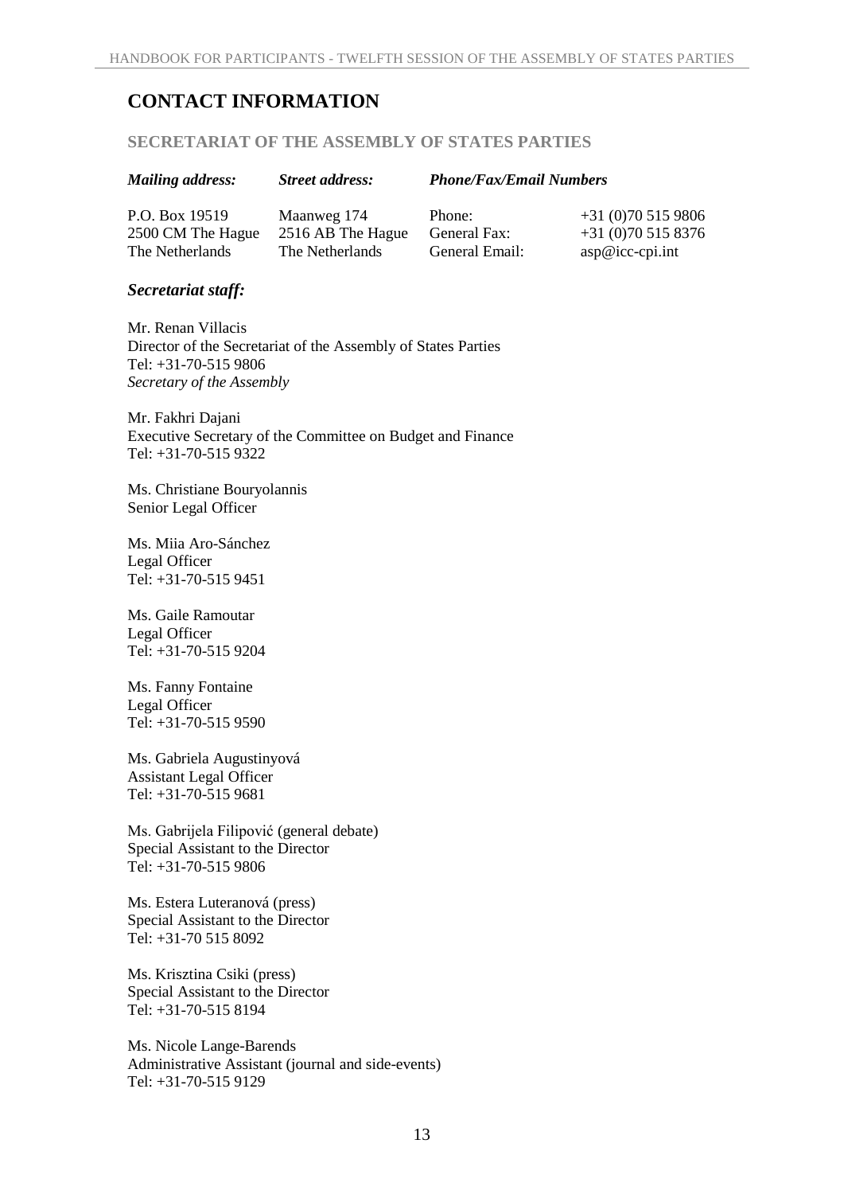# CONTACT INFORMATION

## SECRETARIAT OF THE ASSEMBLY OF STATES PARTIES

| *Mailing address:* | *Street address:* | *Phone/Fax/Email Numbers* | |
|---|---|---|---|
| P.O. Box 19519 | Maanweg 174 | Phone: | +31 (0)70 515 9806 |
| 2500 CM The Hague | 2516 AB The Hague | General Fax: | +31 (0)70 515 8376 |
| The Netherlands | The Netherlands | General Email: | asp@icc-cpi.int |

### *Secretariat staff:*

Mr. Renan Villacis
Director of the Secretariat of the Assembly of States Parties
Tel: +31-70-515 9806
*Secretary of the Assembly*

Mr. Fakhri Dajani
Executive Secretary of the Committee on Budget and Finance
Tel: +31-70-515 9322

Ms. Christiane Bouryolannis
Senior Legal Officer

Ms. Miia Aro-Sánchez
Legal Officer
Tel: +31-70-515 9451

Ms. Gaile Ramoutar
Legal Officer
Tel: +31-70-515 9204

Ms. Fanny Fontaine
Legal Officer
Tel: +31-70-515 9590

Ms. Gabriela Augustinyová
Assistant Legal Officer
Tel: +31-70-515 9681

Ms. Gabrijela Filipović (general debate)
Special Assistant to the Director
Tel: +31-70-515 9806

Ms. Estera Luteranová (press)
Special Assistant to the Director
Tel: +31-70 515 8092

Ms. Krisztina Csiki (press)
Special Assistant to the Director
Tel: +31-70-515 8194

Ms. Nicole Lange-Barends
Administrative Assistant (journal and side-events)
Tel: +31-70-515 9129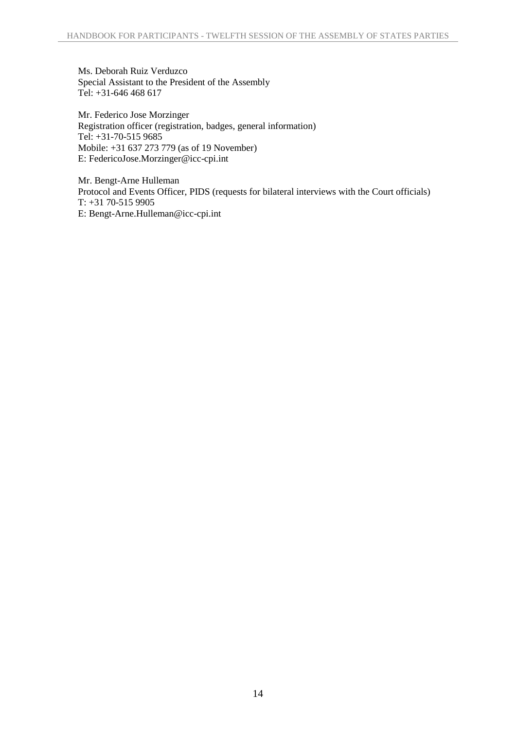Ms. Deborah Ruiz Verduzco
Special Assistant to the President of the Assembly
Tel: +31-646 468 617

Mr. Federico Jose Morzinger
Registration officer (registration, badges, general information)
Tel: +31-70-515 9685
Mobile: +31 637 273 779 (as of 19 November)
E: FedericoJose.Morzinger@icc-cpi.int

Mr. Bengt-Arne Hulleman
Protocol and Events Officer, PIDS (requests for bilateral interviews with the Court officials)
T: +31 70-515 9905
E: Bengt-Arne.Hulleman@icc-cpi.int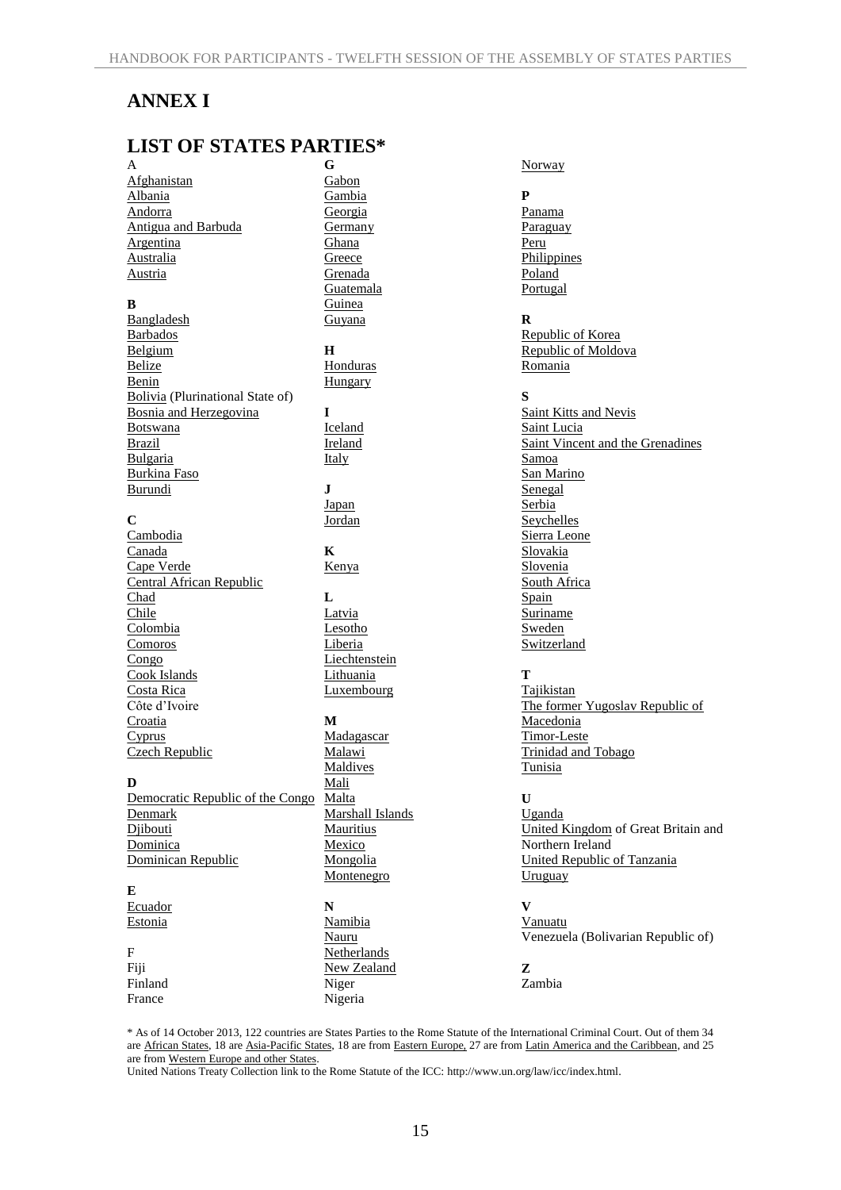# ANNEX I

## LIST OF STATES PARTIES*

A
Afghanistan
Albania
Andorra
Antigua and Barbuda
Argentina
Australia
Austria

**B**
Bangladesh
Barbados
Belgium
Belize
Benin
Bolivia (Plurinational State of)
Bosnia and Herzegovina
Botswana
Brazil
Bulgaria
Burkina Faso
Burundi

**C**
Cambodia
Canada
Cape Verde
Central African Republic
Chad
Chile
Colombia
Comoros
Congo
Cook Islands
Costa Rica
Côte d'Ivoire
Croatia
Cyprus
Czech Republic

**D**
Democratic Republic of the Congo
Denmark
Djibouti
Dominica
Dominican Republic

**E**
Ecuador
Estonia

F
Fiji
Finland
France

**G**
Gabon
Gambia
Georgia
Germany
Ghana
Greece
Grenada
Guatemala
Guinea
Guyana

**H**
Honduras
Hungary

**I**
Iceland
Ireland
Italy

**J**
Japan
Jordan

**K**
Kenya

**L**
Latvia
Lesotho
Liberia
Liechtenstein
Lithuania
Luxembourg

**M**
Madagascar
Malawi
Maldives
Mali
Malta
Marshall Islands
Mauritius
Mexico
Mongolia
Montenegro

**N**
Namibia
Nauru
Netherlands
New Zealand
Niger
Nigeria
Norway

**P**
Panama
Paraguay
Peru
Philippines
Poland
Portugal

**R**
Republic of Korea
Republic of Moldova
Romania

**S**
Saint Kitts and Nevis
Saint Lucia
Saint Vincent and the Grenadines
Samoa
San Marino
Senegal
Serbia
Seychelles
Sierra Leone
Slovakia
Slovenia
South Africa
Spain
Suriname
Sweden
Switzerland

**T**
Tajikistan
The former Yugoslav Republic of Macedonia
Timor-Leste
Trinidad and Tobago
Tunisia

**U**
Uganda
United Kingdom of Great Britain and Northern Ireland
United Republic of Tanzania
Uruguay

**V**
Vanuatu
Venezuela (Bolivarian Republic of)

**Z**
Zambia

\* As of 14 October 2013, 122 countries are States Parties to the Rome Statute of the International Criminal Court. Out of them 34 are African States, 18 are Asia-Pacific States, 18 are from Eastern Europe, 27 are from Latin America and the Caribbean, and 25 are from Western Europe and other States.
United Nations Treaty Collection link to the Rome Statute of the ICC: http://www.un.org/law/icc/index.html.